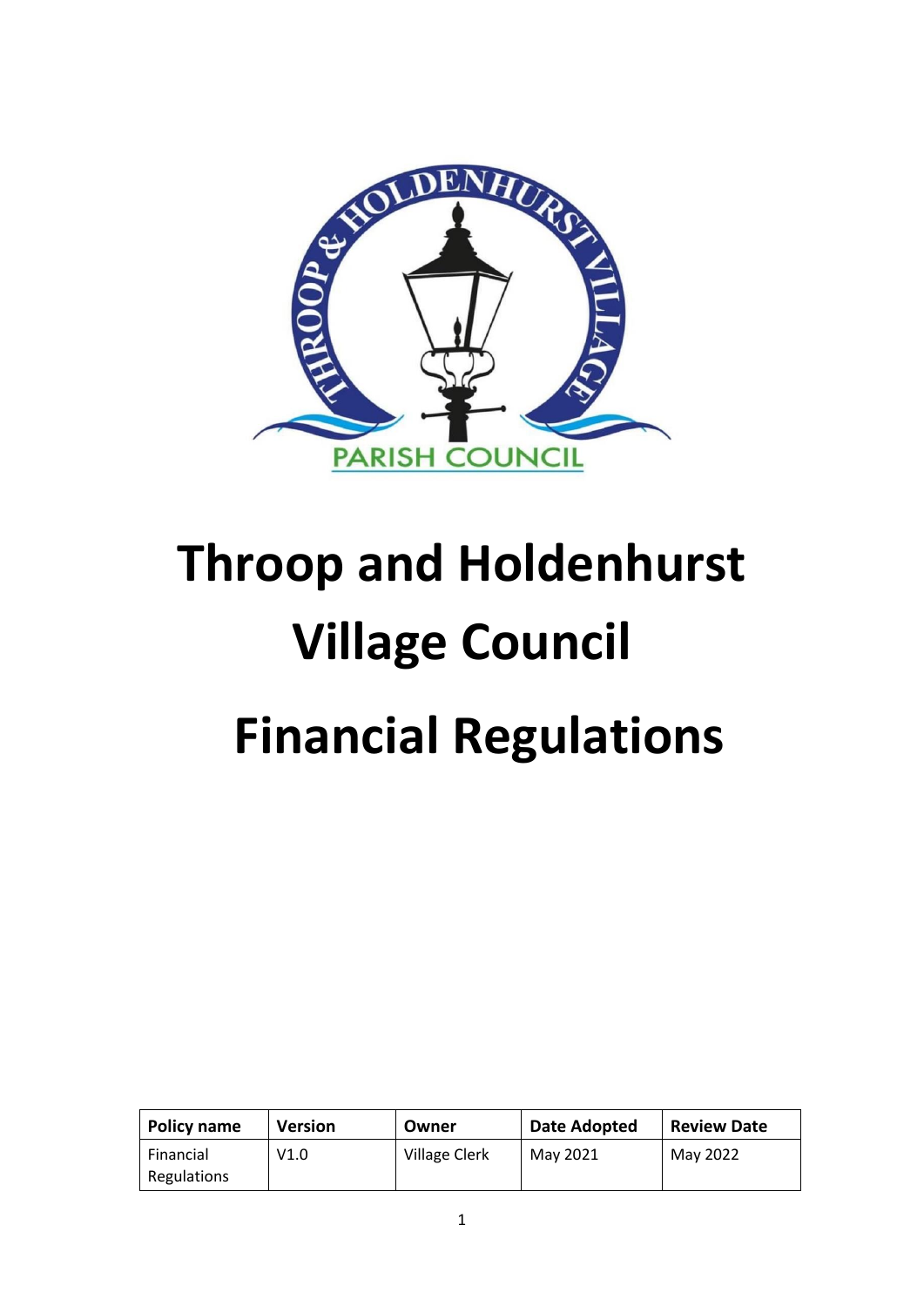# Throop and Holdenhurst Village Council

# Financial Regulations

| Policy name | Version | Owner | Date Adopted | Review Date |
| --- | --- | --- | --- | --- |
| Financial Regulations | V1.0 | Village Clerk | May 2021 | May 2022 |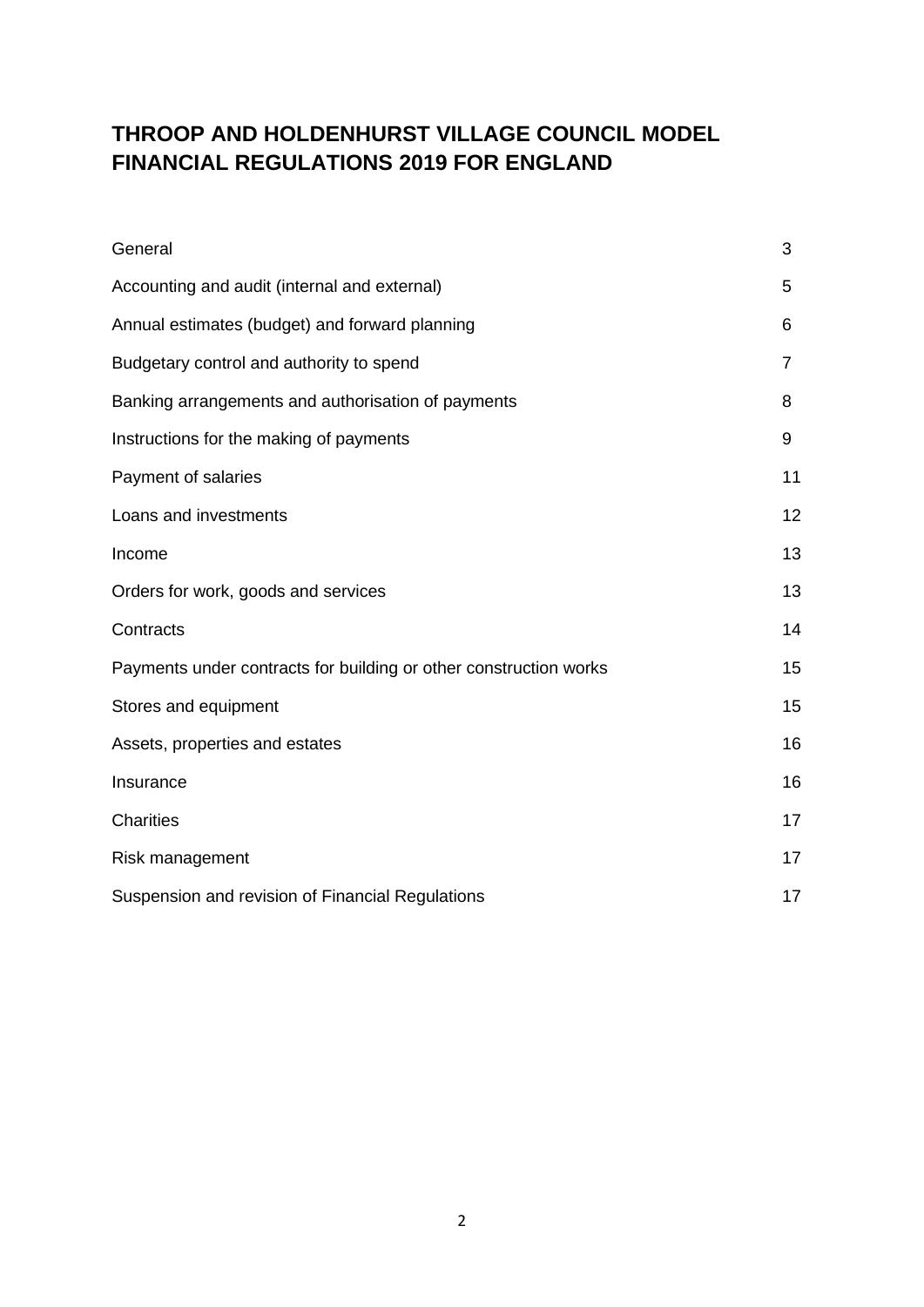# THROOP AND HOLDENHURST VILLAGE COUNCIL MODEL FINANCIAL REGULATIONS 2019 FOR ENGLAND

| | |
|---|---|
| General | 3 |
| Accounting and audit (internal and external) | 5 |
| Annual estimates (budget) and forward planning | 6 |
| Budgetary control and authority to spend | 7 |
| Banking arrangements and authorisation of payments | 8 |
| Instructions for the making of payments | 9 |
| Payment of salaries | 11 |
| Loans and investments | 12 |
| Income | 13 |
| Orders for work, goods and services | 13 |
| Contracts | 14 |
| Payments under contracts for building or other construction works | 15 |
| Stores and equipment | 15 |
| Assets, properties and estates | 16 |
| Insurance | 16 |
| Charities | 17 |
| Risk management | 17 |
| Suspension and revision of Financial Regulations | 17 |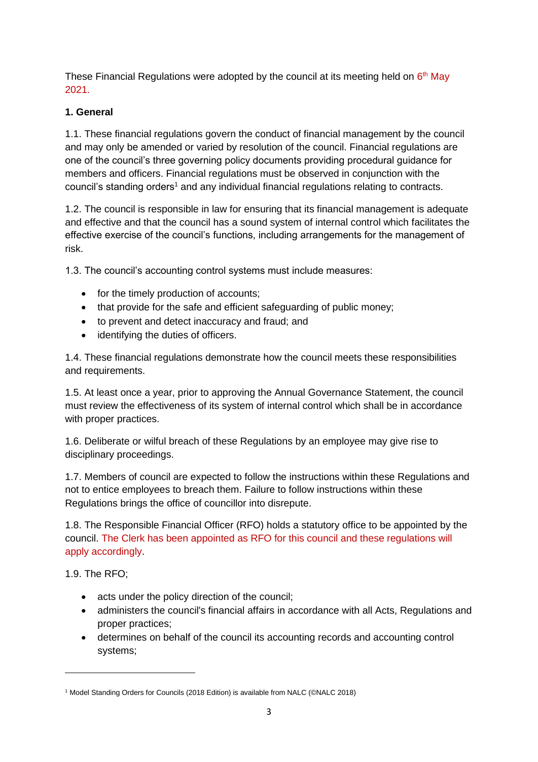These Financial Regulations were adopted by the council at its meeting held on 6th May 2021.

**1. General**

1.1. These financial regulations govern the conduct of financial management by the council and may only be amended or varied by resolution of the council. Financial regulations are one of the council's three governing policy documents providing procedural guidance for members and officers. Financial regulations must be observed in conjunction with the council's standing orders[1] and any individual financial regulations relating to contracts.

1.2. The council is responsible in law for ensuring that its financial management is adequate and effective and that the council has a sound system of internal control which facilitates the effective exercise of the council's functions, including arrangements for the management of risk.

1.3. The council's accounting control systems must include measures:

- for the timely production of accounts;
- that provide for the safe and efficient safeguarding of public money;
- to prevent and detect inaccuracy and fraud; and
- identifying the duties of officers.

1.4. These financial regulations demonstrate how the council meets these responsibilities and requirements.

1.5. At least once a year, prior to approving the Annual Governance Statement, the council must review the effectiveness of its system of internal control which shall be in accordance with proper practices.

1.6. Deliberate or wilful breach of these Regulations by an employee may give rise to disciplinary proceedings.

1.7. Members of council are expected to follow the instructions within these Regulations and not to entice employees to breach them. Failure to follow instructions within these Regulations brings the office of councillor into disrepute.

1.8. The Responsible Financial Officer (RFO) holds a statutory office to be appointed by the council. The Clerk has been appointed as RFO for this council and these regulations will apply accordingly.

1.9. The RFO;

- acts under the policy direction of the council;
- administers the council's financial affairs in accordance with all Acts, Regulations and proper practices;
- determines on behalf of the council its accounting records and accounting control systems;

[1] Model Standing Orders for Councils (2018 Edition) is available from NALC (©NALC 2018)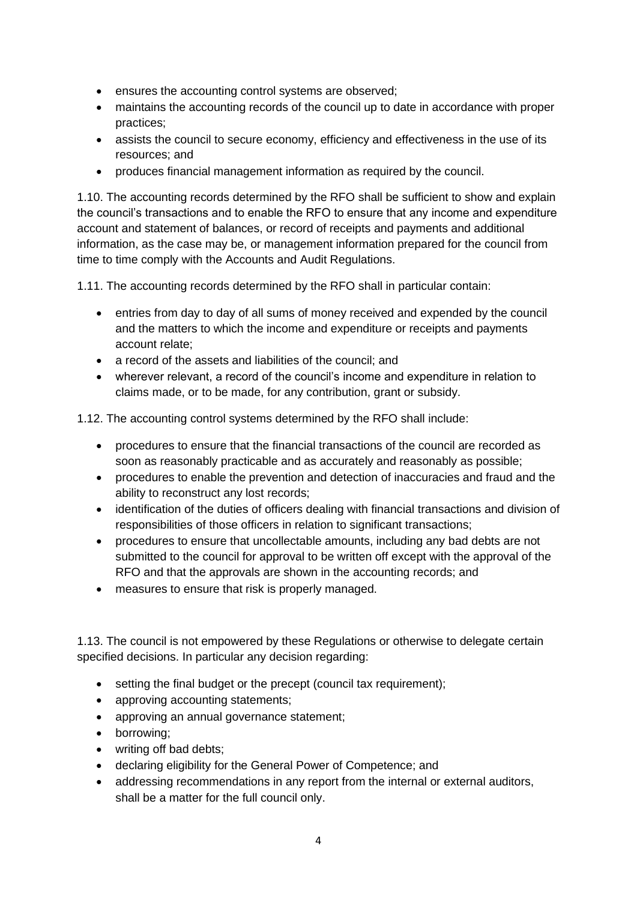- ensures the accounting control systems are observed;
- maintains the accounting records of the council up to date in accordance with proper practices;
- assists the council to secure economy, efficiency and effectiveness in the use of its resources; and
- produces financial management information as required by the council.

1.10. The accounting records determined by the RFO shall be sufficient to show and explain the council's transactions and to enable the RFO to ensure that any income and expenditure account and statement of balances, or record of receipts and payments and additional information, as the case may be, or management information prepared for the council from time to time comply with the Accounts and Audit Regulations.

1.11. The accounting records determined by the RFO shall in particular contain:

- entries from day to day of all sums of money received and expended by the council and the matters to which the income and expenditure or receipts and payments account relate;
- a record of the assets and liabilities of the council; and
- wherever relevant, a record of the council's income and expenditure in relation to claims made, or to be made, for any contribution, grant or subsidy.

1.12. The accounting control systems determined by the RFO shall include:

- procedures to ensure that the financial transactions of the council are recorded as soon as reasonably practicable and as accurately and reasonably as possible;
- procedures to enable the prevention and detection of inaccuracies and fraud and the ability to reconstruct any lost records;
- identification of the duties of officers dealing with financial transactions and division of responsibilities of those officers in relation to significant transactions;
- procedures to ensure that uncollectable amounts, including any bad debts are not submitted to the council for approval to be written off except with the approval of the RFO and that the approvals are shown in the accounting records; and
- measures to ensure that risk is properly managed.

1.13. The council is not empowered by these Regulations or otherwise to delegate certain specified decisions. In particular any decision regarding:

- setting the final budget or the precept (council tax requirement);
- approving accounting statements;
- approving an annual governance statement;
- borrowing;
- writing off bad debts;
- declaring eligibility for the General Power of Competence; and
- addressing recommendations in any report from the internal or external auditors, shall be a matter for the full council only.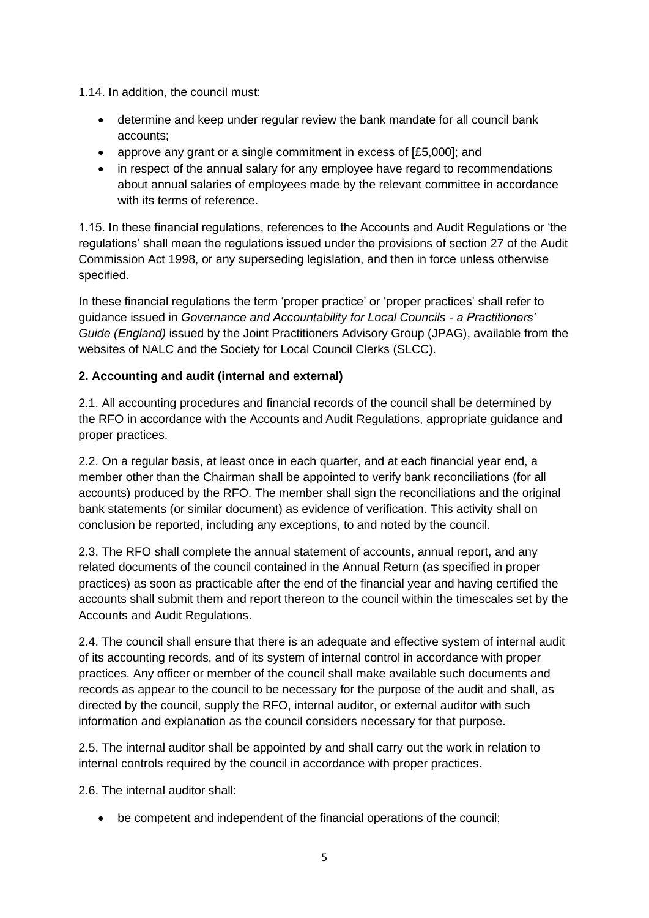1.14. In addition, the council must:

- determine and keep under regular review the bank mandate for all council bank accounts;
- approve any grant or a single commitment in excess of [£5,000]; and
- in respect of the annual salary for any employee have regard to recommendations about annual salaries of employees made by the relevant committee in accordance with its terms of reference.

1.15. In these financial regulations, references to the Accounts and Audit Regulations or 'the regulations' shall mean the regulations issued under the provisions of section 27 of the Audit Commission Act 1998, or any superseding legislation, and then in force unless otherwise specified.

In these financial regulations the term 'proper practice' or 'proper practices' shall refer to guidance issued in *Governance and Accountability for Local Councils - a Practitioners' Guide (England)* issued by the Joint Practitioners Advisory Group (JPAG), available from the websites of NALC and the Society for Local Council Clerks (SLCC).

**2. Accounting and audit (internal and external)**

2.1. All accounting procedures and financial records of the council shall be determined by the RFO in accordance with the Accounts and Audit Regulations, appropriate guidance and proper practices.

2.2. On a regular basis, at least once in each quarter, and at each financial year end, a member other than the Chairman shall be appointed to verify bank reconciliations (for all accounts) produced by the RFO. The member shall sign the reconciliations and the original bank statements (or similar document) as evidence of verification. This activity shall on conclusion be reported, including any exceptions, to and noted by the council.

2.3. The RFO shall complete the annual statement of accounts, annual report, and any related documents of the council contained in the Annual Return (as specified in proper practices) as soon as practicable after the end of the financial year and having certified the accounts shall submit them and report thereon to the council within the timescales set by the Accounts and Audit Regulations.

2.4. The council shall ensure that there is an adequate and effective system of internal audit of its accounting records, and of its system of internal control in accordance with proper practices. Any officer or member of the council shall make available such documents and records as appear to the council to be necessary for the purpose of the audit and shall, as directed by the council, supply the RFO, internal auditor, or external auditor with such information and explanation as the council considers necessary for that purpose.

2.5. The internal auditor shall be appointed by and shall carry out the work in relation to internal controls required by the council in accordance with proper practices.

2.6. The internal auditor shall:

- be competent and independent of the financial operations of the council;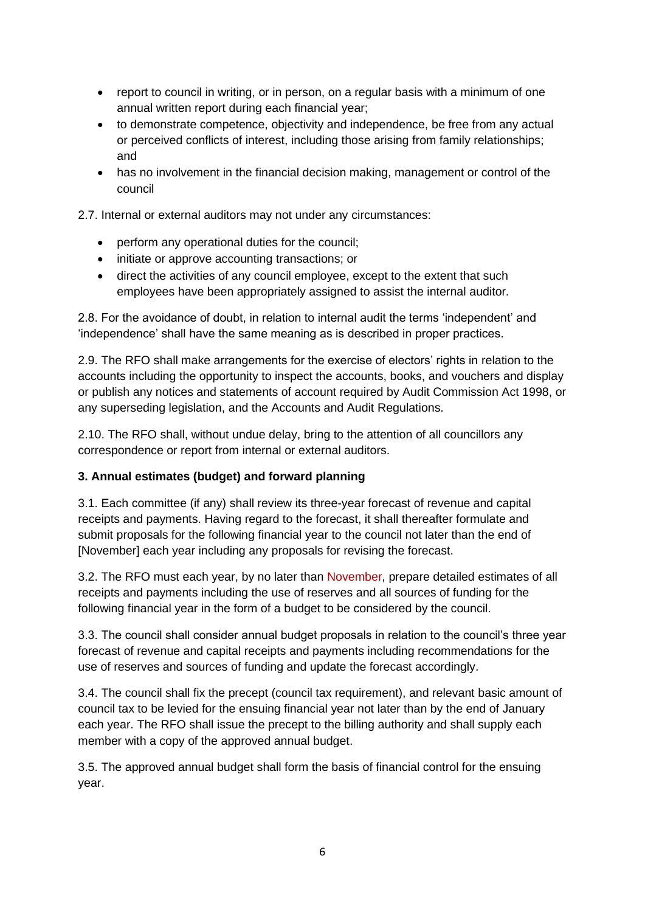- report to council in writing, or in person, on a regular basis with a minimum of one annual written report during each financial year;
- to demonstrate competence, objectivity and independence, be free from any actual or perceived conflicts of interest, including those arising from family relationships; and
- has no involvement in the financial decision making, management or control of the council

2.7. Internal or external auditors may not under any circumstances:

- perform any operational duties for the council;
- initiate or approve accounting transactions; or
- direct the activities of any council employee, except to the extent that such employees have been appropriately assigned to assist the internal auditor.

2.8. For the avoidance of doubt, in relation to internal audit the terms 'independent' and 'independence' shall have the same meaning as is described in proper practices.

2.9. The RFO shall make arrangements for the exercise of electors' rights in relation to the accounts including the opportunity to inspect the accounts, books, and vouchers and display or publish any notices and statements of account required by Audit Commission Act 1998, or any superseding legislation, and the Accounts and Audit Regulations.

2.10. The RFO shall, without undue delay, bring to the attention of all councillors any correspondence or report from internal or external auditors.

**3. Annual estimates (budget) and forward planning**

3.1. Each committee (if any) shall review its three-year forecast of revenue and capital receipts and payments. Having regard to the forecast, it shall thereafter formulate and submit proposals for the following financial year to the council not later than the end of [November] each year including any proposals for revising the forecast.

3.2. The RFO must each year, by no later than November, prepare detailed estimates of all receipts and payments including the use of reserves and all sources of funding for the following financial year in the form of a budget to be considered by the council.

3.3. The council shall consider annual budget proposals in relation to the council's three year forecast of revenue and capital receipts and payments including recommendations for the use of reserves and sources of funding and update the forecast accordingly.

3.4. The council shall fix the precept (council tax requirement), and relevant basic amount of council tax to be levied for the ensuing financial year not later than by the end of January each year. The RFO shall issue the precept to the billing authority and shall supply each member with a copy of the approved annual budget.

3.5. The approved annual budget shall form the basis of financial control for the ensuing year.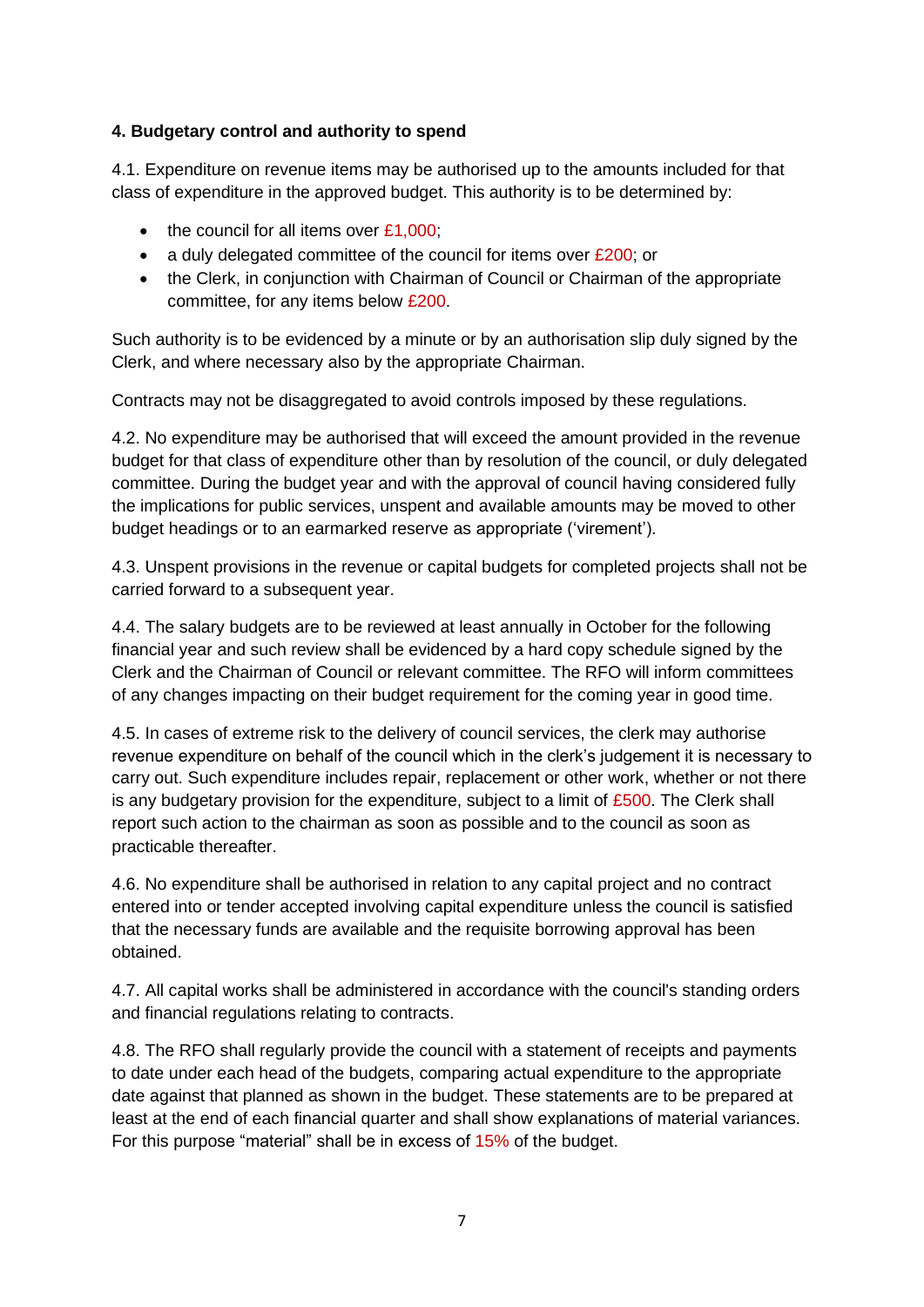**4. Budgetary control and authority to spend**

4.1. Expenditure on revenue items may be authorised up to the amounts included for that class of expenditure in the approved budget. This authority is to be determined by:

- the council for all items over £1,000;
- a duly delegated committee of the council for items over £200; or
- the Clerk, in conjunction with Chairman of Council or Chairman of the appropriate committee, for any items below £200.

Such authority is to be evidenced by a minute or by an authorisation slip duly signed by the Clerk, and where necessary also by the appropriate Chairman.

Contracts may not be disaggregated to avoid controls imposed by these regulations.

4.2. No expenditure may be authorised that will exceed the amount provided in the revenue budget for that class of expenditure other than by resolution of the council, or duly delegated committee. During the budget year and with the approval of council having considered fully the implications for public services, unspent and available amounts may be moved to other budget headings or to an earmarked reserve as appropriate ('virement').

4.3. Unspent provisions in the revenue or capital budgets for completed projects shall not be carried forward to a subsequent year.

4.4. The salary budgets are to be reviewed at least annually in October for the following financial year and such review shall be evidenced by a hard copy schedule signed by the Clerk and the Chairman of Council or relevant committee. The RFO will inform committees of any changes impacting on their budget requirement for the coming year in good time.

4.5. In cases of extreme risk to the delivery of council services, the clerk may authorise revenue expenditure on behalf of the council which in the clerk's judgement it is necessary to carry out. Such expenditure includes repair, replacement or other work, whether or not there is any budgetary provision for the expenditure, subject to a limit of £500. The Clerk shall report such action to the chairman as soon as possible and to the council as soon as practicable thereafter.

4.6. No expenditure shall be authorised in relation to any capital project and no contract entered into or tender accepted involving capital expenditure unless the council is satisfied that the necessary funds are available and the requisite borrowing approval has been obtained.

4.7. All capital works shall be administered in accordance with the council's standing orders and financial regulations relating to contracts.

4.8. The RFO shall regularly provide the council with a statement of receipts and payments to date under each head of the budgets, comparing actual expenditure to the appropriate date against that planned as shown in the budget. These statements are to be prepared at least at the end of each financial quarter and shall show explanations of material variances. For this purpose "material" shall be in excess of 15% of the budget.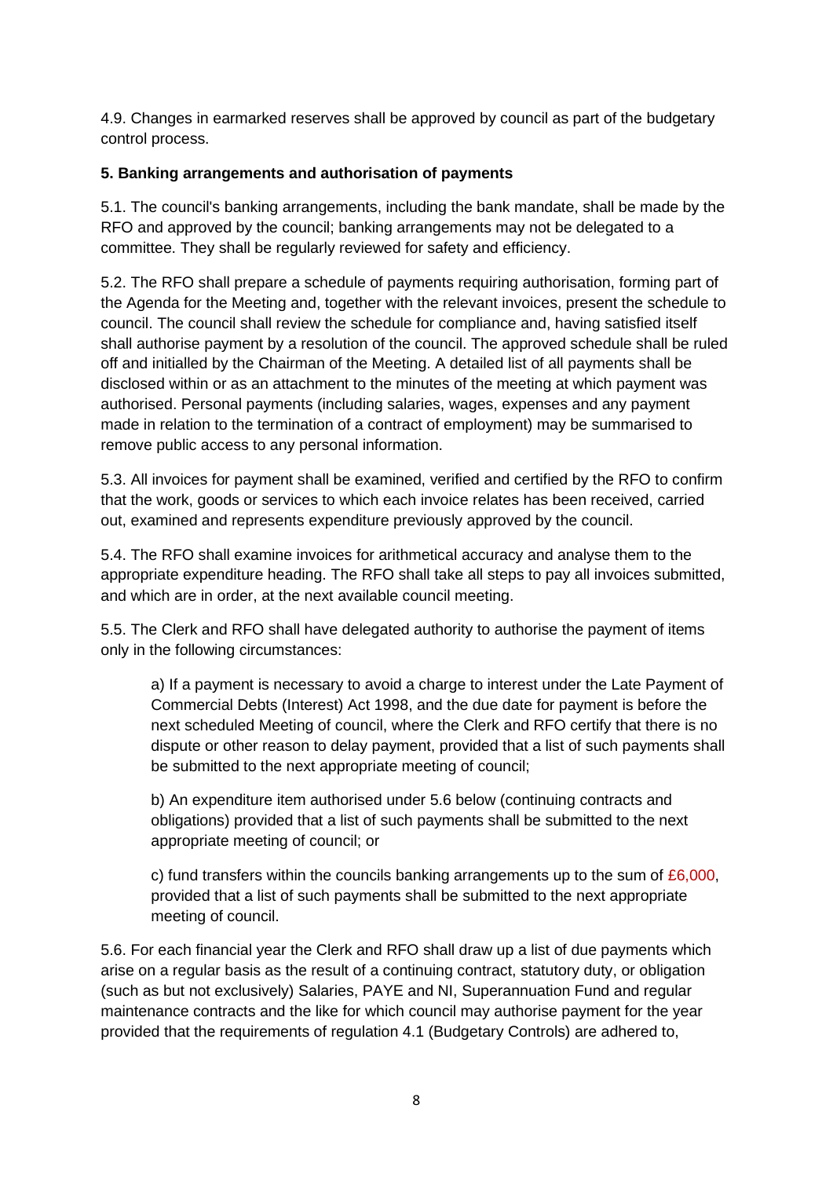4.9. Changes in earmarked reserves shall be approved by council as part of the budgetary control process.

**5. Banking arrangements and authorisation of payments**

5.1. The council's banking arrangements, including the bank mandate, shall be made by the RFO and approved by the council; banking arrangements may not be delegated to a committee. They shall be regularly reviewed for safety and efficiency.

5.2. The RFO shall prepare a schedule of payments requiring authorisation, forming part of the Agenda for the Meeting and, together with the relevant invoices, present the schedule to council. The council shall review the schedule for compliance and, having satisfied itself shall authorise payment by a resolution of the council. The approved schedule shall be ruled off and initialled by the Chairman of the Meeting. A detailed list of all payments shall be disclosed within or as an attachment to the minutes of the meeting at which payment was authorised. Personal payments (including salaries, wages, expenses and any payment made in relation to the termination of a contract of employment) may be summarised to remove public access to any personal information.

5.3. All invoices for payment shall be examined, verified and certified by the RFO to confirm that the work, goods or services to which each invoice relates has been received, carried out, examined and represents expenditure previously approved by the council.

5.4. The RFO shall examine invoices for arithmetical accuracy and analyse them to the appropriate expenditure heading. The RFO shall take all steps to pay all invoices submitted, and which are in order, at the next available council meeting.

5.5. The Clerk and RFO shall have delegated authority to authorise the payment of items only in the following circumstances:

> a) If a payment is necessary to avoid a charge to interest under the Late Payment of Commercial Debts (Interest) Act 1998, and the due date for payment is before the next scheduled Meeting of council, where the Clerk and RFO certify that there is no dispute or other reason to delay payment, provided that a list of such payments shall be submitted to the next appropriate meeting of council;
>
> b) An expenditure item authorised under 5.6 below (continuing contracts and obligations) provided that a list of such payments shall be submitted to the next appropriate meeting of council; or
>
> c) fund transfers within the councils banking arrangements up to the sum of £6,000, provided that a list of such payments shall be submitted to the next appropriate meeting of council.

5.6. For each financial year the Clerk and RFO shall draw up a list of due payments which arise on a regular basis as the result of a continuing contract, statutory duty, or obligation (such as but not exclusively) Salaries, PAYE and NI, Superannuation Fund and regular maintenance contracts and the like for which council may authorise payment for the year provided that the requirements of regulation 4.1 (Budgetary Controls) are adhered to,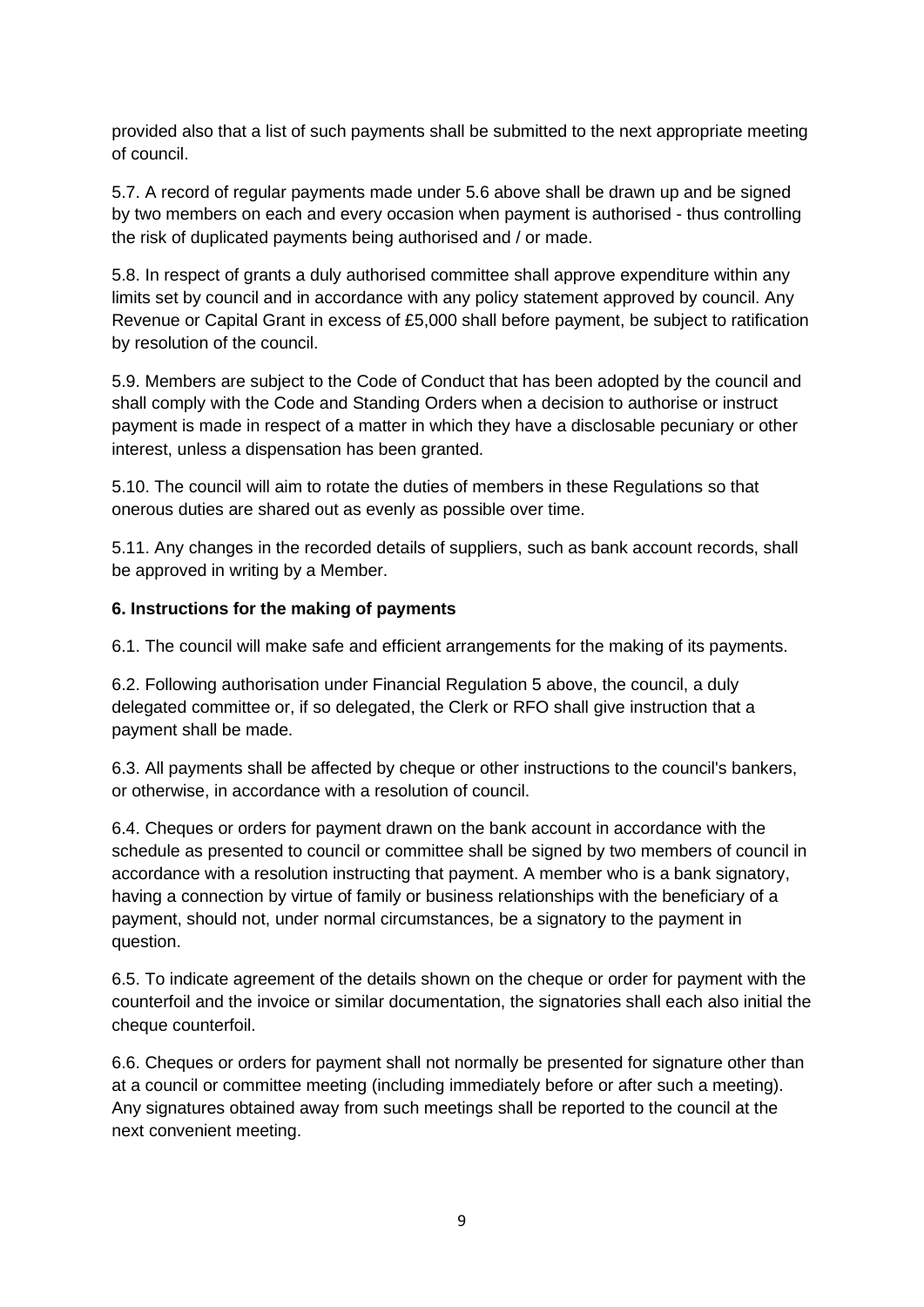provided also that a list of such payments shall be submitted to the next appropriate meeting of council.

5.7. A record of regular payments made under 5.6 above shall be drawn up and be signed by two members on each and every occasion when payment is authorised - thus controlling the risk of duplicated payments being authorised and / or made.

5.8. In respect of grants a duly authorised committee shall approve expenditure within any limits set by council and in accordance with any policy statement approved by council. Any Revenue or Capital Grant in excess of £5,000 shall before payment, be subject to ratification by resolution of the council.

5.9. Members are subject to the Code of Conduct that has been adopted by the council and shall comply with the Code and Standing Orders when a decision to authorise or instruct payment is made in respect of a matter in which they have a disclosable pecuniary or other interest, unless a dispensation has been granted.

5.10. The council will aim to rotate the duties of members in these Regulations so that onerous duties are shared out as evenly as possible over time.

5.11. Any changes in the recorded details of suppliers, such as bank account records, shall be approved in writing by a Member.

**6. Instructions for the making of payments**

6.1. The council will make safe and efficient arrangements for the making of its payments.

6.2. Following authorisation under Financial Regulation 5 above, the council, a duly delegated committee or, if so delegated, the Clerk or RFO shall give instruction that a payment shall be made.

6.3. All payments shall be affected by cheque or other instructions to the council's bankers, or otherwise, in accordance with a resolution of council.

6.4. Cheques or orders for payment drawn on the bank account in accordance with the schedule as presented to council or committee shall be signed by two members of council in accordance with a resolution instructing that payment. A member who is a bank signatory, having a connection by virtue of family or business relationships with the beneficiary of a payment, should not, under normal circumstances, be a signatory to the payment in question.

6.5. To indicate agreement of the details shown on the cheque or order for payment with the counterfoil and the invoice or similar documentation, the signatories shall each also initial the cheque counterfoil.

6.6. Cheques or orders for payment shall not normally be presented for signature other than at a council or committee meeting (including immediately before or after such a meeting). Any signatures obtained away from such meetings shall be reported to the council at the next convenient meeting.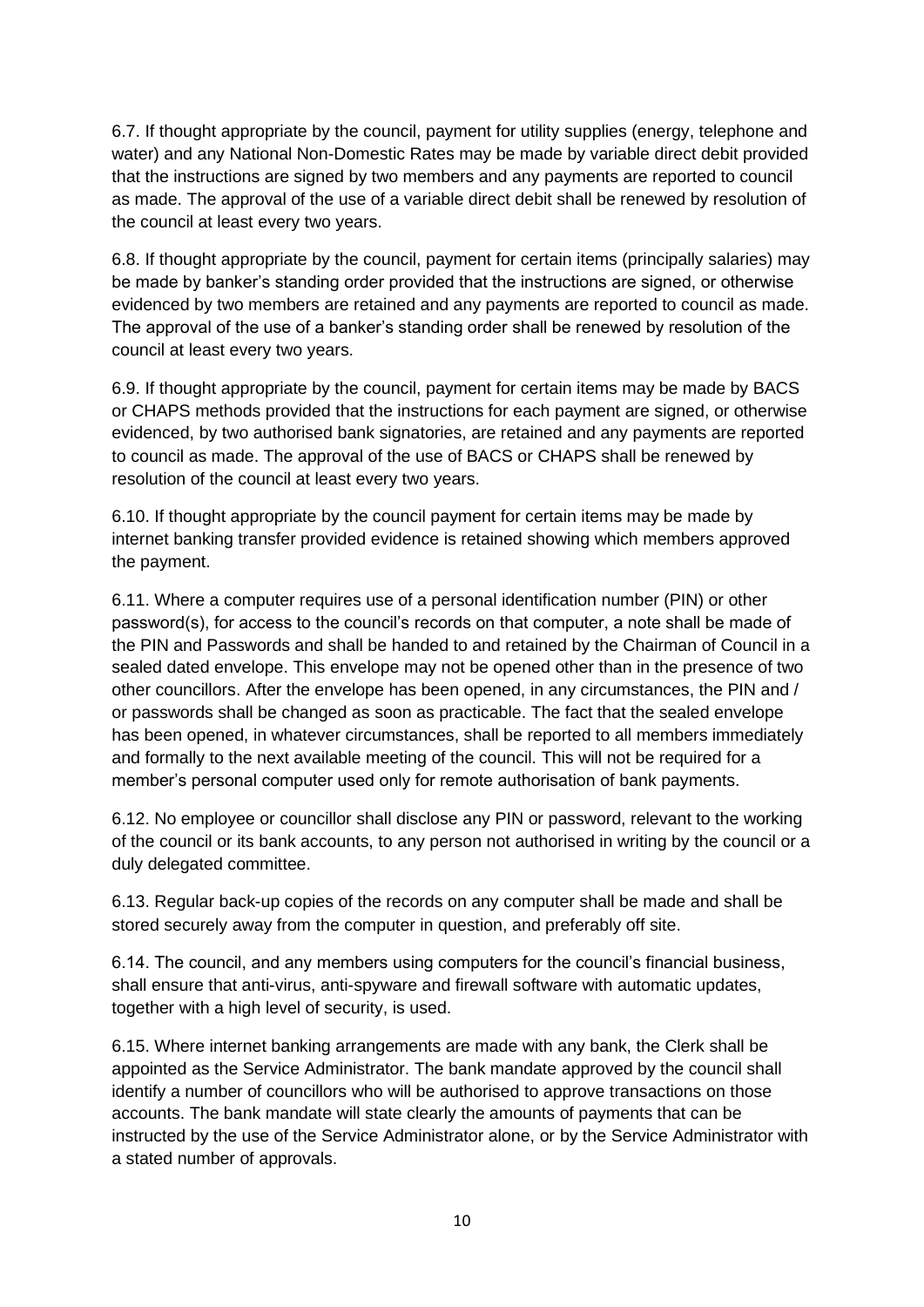6.7. If thought appropriate by the council, payment for utility supplies (energy, telephone and water) and any National Non-Domestic Rates may be made by variable direct debit provided that the instructions are signed by two members and any payments are reported to council as made. The approval of the use of a variable direct debit shall be renewed by resolution of the council at least every two years.

6.8. If thought appropriate by the council, payment for certain items (principally salaries) may be made by banker's standing order provided that the instructions are signed, or otherwise evidenced by two members are retained and any payments are reported to council as made. The approval of the use of a banker's standing order shall be renewed by resolution of the council at least every two years.

6.9. If thought appropriate by the council, payment for certain items may be made by BACS or CHAPS methods provided that the instructions for each payment are signed, or otherwise evidenced, by two authorised bank signatories, are retained and any payments are reported to council as made. The approval of the use of BACS or CHAPS shall be renewed by resolution of the council at least every two years.

6.10. If thought appropriate by the council payment for certain items may be made by internet banking transfer provided evidence is retained showing which members approved the payment.

6.11. Where a computer requires use of a personal identification number (PIN) or other password(s), for access to the council's records on that computer, a note shall be made of the PIN and Passwords and shall be handed to and retained by the Chairman of Council in a sealed dated envelope. This envelope may not be opened other than in the presence of two other councillors. After the envelope has been opened, in any circumstances, the PIN and / or passwords shall be changed as soon as practicable. The fact that the sealed envelope has been opened, in whatever circumstances, shall be reported to all members immediately and formally to the next available meeting of the council. This will not be required for a member's personal computer used only for remote authorisation of bank payments.

6.12. No employee or councillor shall disclose any PIN or password, relevant to the working of the council or its bank accounts, to any person not authorised in writing by the council or a duly delegated committee.

6.13. Regular back-up copies of the records on any computer shall be made and shall be stored securely away from the computer in question, and preferably off site.

6.14. The council, and any members using computers for the council's financial business, shall ensure that anti-virus, anti-spyware and firewall software with automatic updates, together with a high level of security, is used.

6.15. Where internet banking arrangements are made with any bank, the Clerk shall be appointed as the Service Administrator. The bank mandate approved by the council shall identify a number of councillors who will be authorised to approve transactions on those accounts. The bank mandate will state clearly the amounts of payments that can be instructed by the use of the Service Administrator alone, or by the Service Administrator with a stated number of approvals.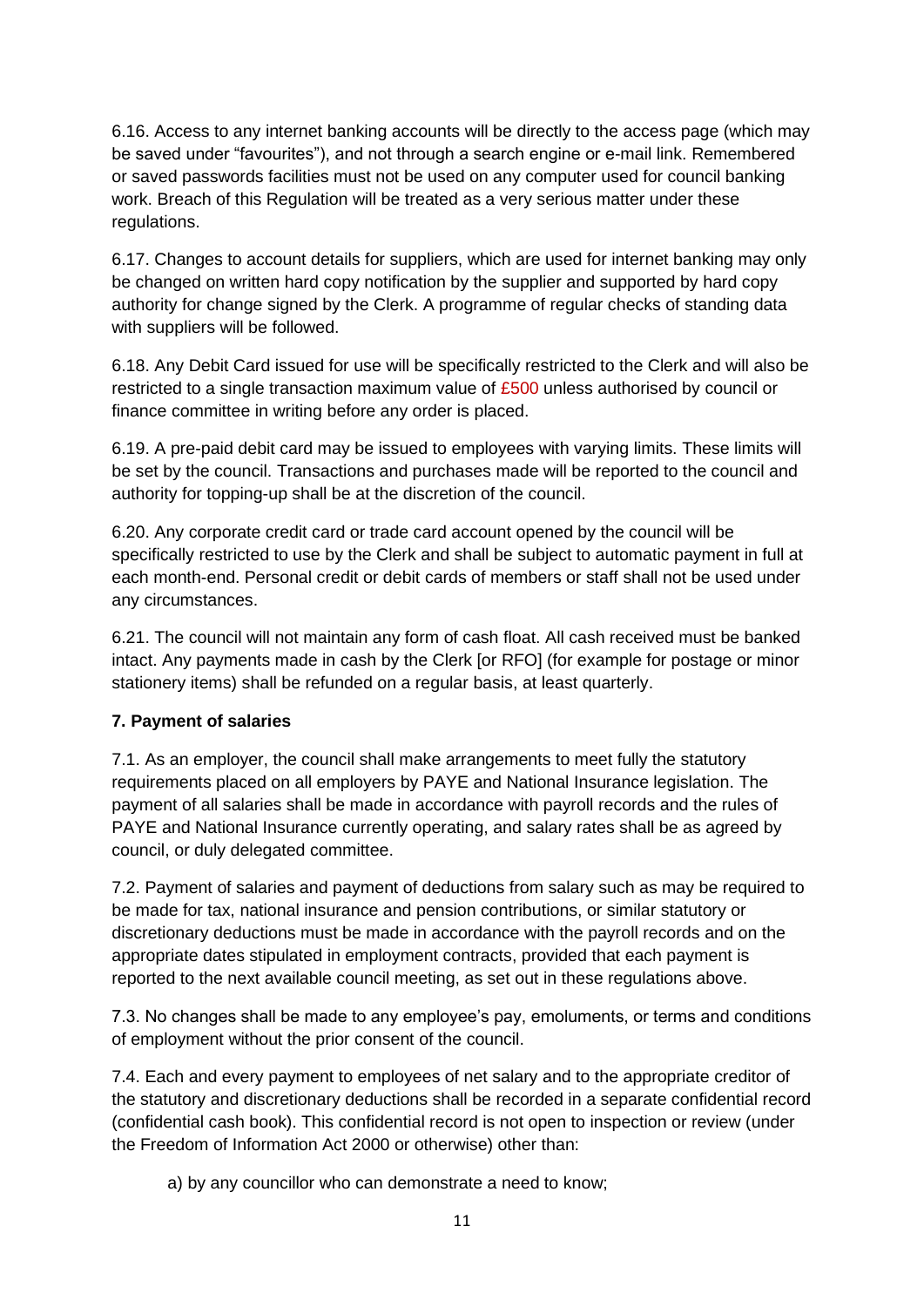6.16. Access to any internet banking accounts will be directly to the access page (which may be saved under "favourites"), and not through a search engine or e-mail link. Remembered or saved passwords facilities must not be used on any computer used for council banking work. Breach of this Regulation will be treated as a very serious matter under these regulations.

6.17. Changes to account details for suppliers, which are used for internet banking may only be changed on written hard copy notification by the supplier and supported by hard copy authority for change signed by the Clerk. A programme of regular checks of standing data with suppliers will be followed.

6.18. Any Debit Card issued for use will be specifically restricted to the Clerk and will also be restricted to a single transaction maximum value of £500 unless authorised by council or finance committee in writing before any order is placed.

6.19. A pre-paid debit card may be issued to employees with varying limits. These limits will be set by the council. Transactions and purchases made will be reported to the council and authority for topping-up shall be at the discretion of the council.

6.20. Any corporate credit card or trade card account opened by the council will be specifically restricted to use by the Clerk and shall be subject to automatic payment in full at each month-end. Personal credit or debit cards of members or staff shall not be used under any circumstances.

6.21. The council will not maintain any form of cash float. All cash received must be banked intact. Any payments made in cash by the Clerk [or RFO] (for example for postage or minor stationery items) shall be refunded on a regular basis, at least quarterly.

**7. Payment of salaries**

7.1. As an employer, the council shall make arrangements to meet fully the statutory requirements placed on all employers by PAYE and National Insurance legislation. The payment of all salaries shall be made in accordance with payroll records and the rules of PAYE and National Insurance currently operating, and salary rates shall be as agreed by council, or duly delegated committee.

7.2. Payment of salaries and payment of deductions from salary such as may be required to be made for tax, national insurance and pension contributions, or similar statutory or discretionary deductions must be made in accordance with the payroll records and on the appropriate dates stipulated in employment contracts, provided that each payment is reported to the next available council meeting, as set out in these regulations above.

7.3. No changes shall be made to any employee's pay, emoluments, or terms and conditions of employment without the prior consent of the council.

7.4. Each and every payment to employees of net salary and to the appropriate creditor of the statutory and discretionary deductions shall be recorded in a separate confidential record (confidential cash book). This confidential record is not open to inspection or review (under the Freedom of Information Act 2000 or otherwise) other than:

a) by any councillor who can demonstrate a need to know;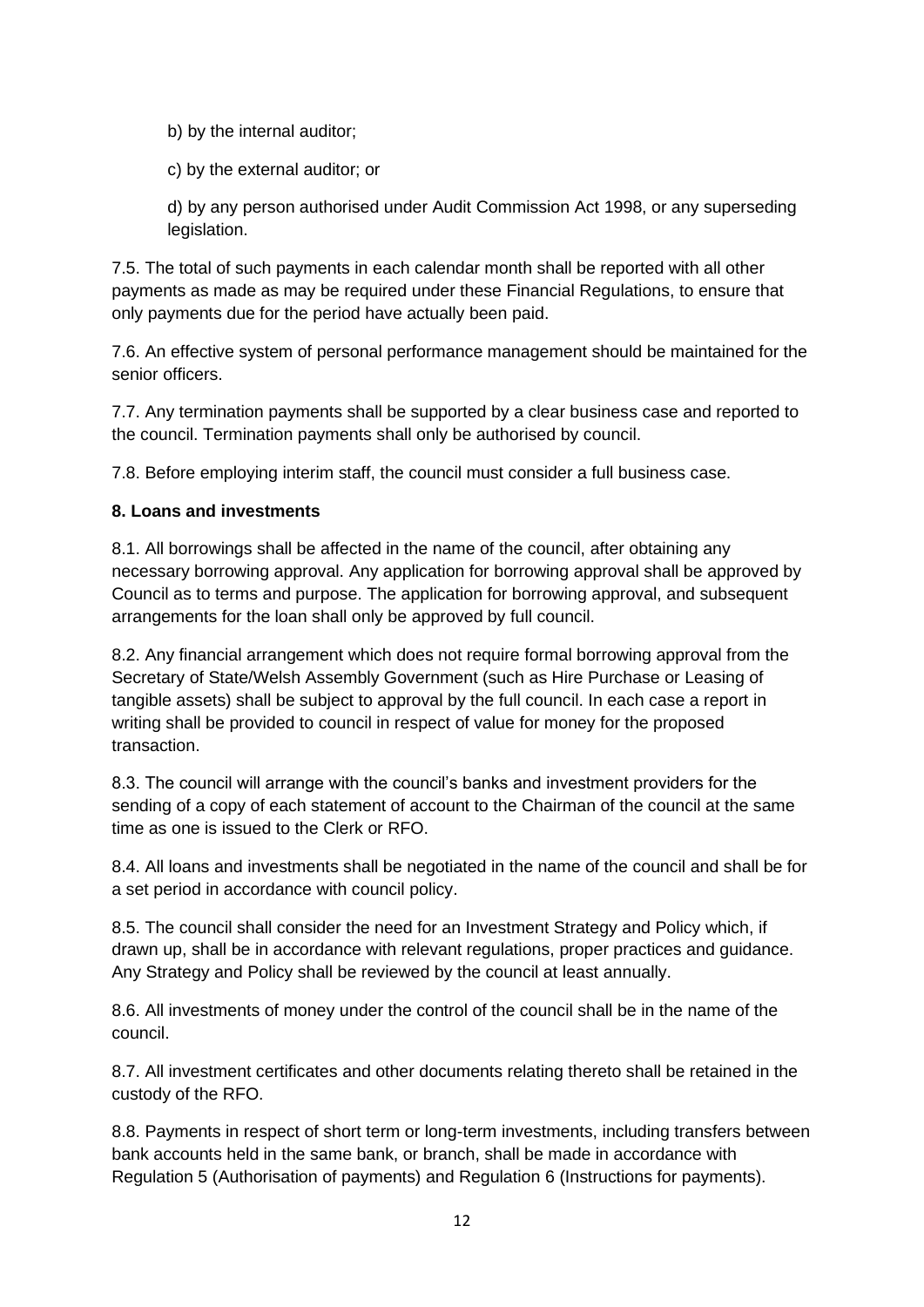b) by the internal auditor;

c) by the external auditor; or

d) by any person authorised under Audit Commission Act 1998, or any superseding legislation.

7.5. The total of such payments in each calendar month shall be reported with all other payments as made as may be required under these Financial Regulations, to ensure that only payments due for the period have actually been paid.

7.6. An effective system of personal performance management should be maintained for the senior officers.

7.7. Any termination payments shall be supported by a clear business case and reported to the council. Termination payments shall only be authorised by council.

7.8. Before employing interim staff, the council must consider a full business case.

**8. Loans and investments**

8.1. All borrowings shall be affected in the name of the council, after obtaining any necessary borrowing approval. Any application for borrowing approval shall be approved by Council as to terms and purpose. The application for borrowing approval, and subsequent arrangements for the loan shall only be approved by full council.

8.2. Any financial arrangement which does not require formal borrowing approval from the Secretary of State/Welsh Assembly Government (such as Hire Purchase or Leasing of tangible assets) shall be subject to approval by the full council. In each case a report in writing shall be provided to council in respect of value for money for the proposed transaction.

8.3. The council will arrange with the council's banks and investment providers for the sending of a copy of each statement of account to the Chairman of the council at the same time as one is issued to the Clerk or RFO.

8.4. All loans and investments shall be negotiated in the name of the council and shall be for a set period in accordance with council policy.

8.5. The council shall consider the need for an Investment Strategy and Policy which, if drawn up, shall be in accordance with relevant regulations, proper practices and guidance. Any Strategy and Policy shall be reviewed by the council at least annually.

8.6. All investments of money under the control of the council shall be in the name of the council.

8.7. All investment certificates and other documents relating thereto shall be retained in the custody of the RFO.

8.8. Payments in respect of short term or long-term investments, including transfers between bank accounts held in the same bank, or branch, shall be made in accordance with Regulation 5 (Authorisation of payments) and Regulation 6 (Instructions for payments).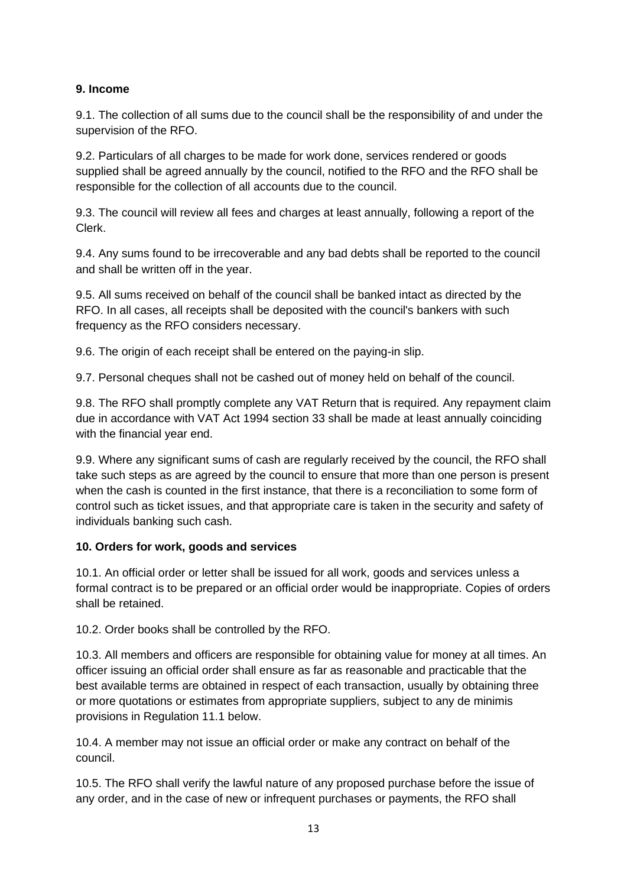**9. Income**

9.1. The collection of all sums due to the council shall be the responsibility of and under the supervision of the RFO.

9.2. Particulars of all charges to be made for work done, services rendered or goods supplied shall be agreed annually by the council, notified to the RFO and the RFO shall be responsible for the collection of all accounts due to the council.

9.3. The council will review all fees and charges at least annually, following a report of the Clerk.

9.4. Any sums found to be irrecoverable and any bad debts shall be reported to the council and shall be written off in the year.

9.5. All sums received on behalf of the council shall be banked intact as directed by the RFO. In all cases, all receipts shall be deposited with the council's bankers with such frequency as the RFO considers necessary.

9.6. The origin of each receipt shall be entered on the paying-in slip.

9.7. Personal cheques shall not be cashed out of money held on behalf of the council.

9.8. The RFO shall promptly complete any VAT Return that is required. Any repayment claim due in accordance with VAT Act 1994 section 33 shall be made at least annually coinciding with the financial year end.

9.9. Where any significant sums of cash are regularly received by the council, the RFO shall take such steps as are agreed by the council to ensure that more than one person is present when the cash is counted in the first instance, that there is a reconciliation to some form of control such as ticket issues, and that appropriate care is taken in the security and safety of individuals banking such cash.

**10. Orders for work, goods and services**

10.1. An official order or letter shall be issued for all work, goods and services unless a formal contract is to be prepared or an official order would be inappropriate. Copies of orders shall be retained.

10.2. Order books shall be controlled by the RFO.

10.3. All members and officers are responsible for obtaining value for money at all times. An officer issuing an official order shall ensure as far as reasonable and practicable that the best available terms are obtained in respect of each transaction, usually by obtaining three or more quotations or estimates from appropriate suppliers, subject to any de minimis provisions in Regulation 11.1 below.

10.4. A member may not issue an official order or make any contract on behalf of the council.

10.5. The RFO shall verify the lawful nature of any proposed purchase before the issue of any order, and in the case of new or infrequent purchases or payments, the RFO shall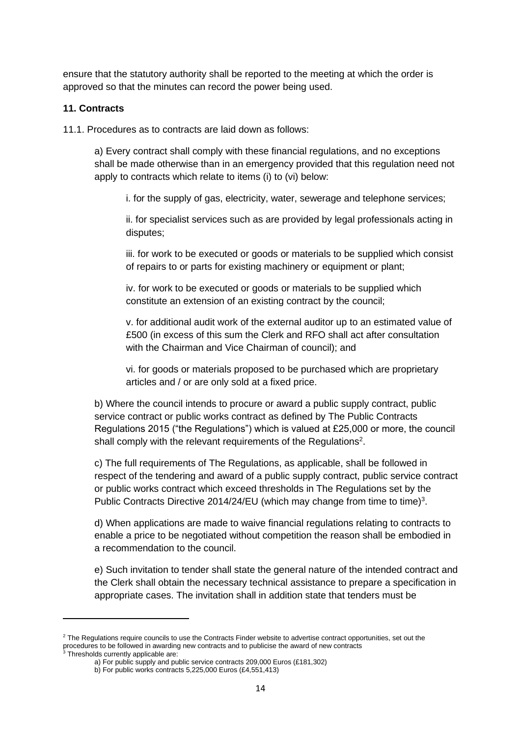ensure that the statutory authority shall be reported to the meeting at which the order is approved so that the minutes can record the power being used.

### 11. Contracts

11.1. Procedures as to contracts are laid down as follows:

a) Every contract shall comply with these financial regulations, and no exceptions shall be made otherwise than in an emergency provided that this regulation need not apply to contracts which relate to items (i) to (vi) below:

i. for the supply of gas, electricity, water, sewerage and telephone services;

ii. for specialist services such as are provided by legal professionals acting in disputes;

iii. for work to be executed or goods or materials to be supplied which consist of repairs to or parts for existing machinery or equipment or plant;

iv. for work to be executed or goods or materials to be supplied which constitute an extension of an existing contract by the council;

v. for additional audit work of the external auditor up to an estimated value of £500 (in excess of this sum the Clerk and RFO shall act after consultation with the Chairman and Vice Chairman of council); and

vi. for goods or materials proposed to be purchased which are proprietary articles and / or are only sold at a fixed price.

b) Where the council intends to procure or award a public supply contract, public service contract or public works contract as defined by The Public Contracts Regulations 2015 ("the Regulations") which is valued at £25,000 or more, the council shall comply with the relevant requirements of the Regulations[2].

c) The full requirements of The Regulations, as applicable, shall be followed in respect of the tendering and award of a public supply contract, public service contract or public works contract which exceed thresholds in The Regulations set by the Public Contracts Directive 2014/24/EU (which may change from time to time)[3].

d) When applications are made to waive financial regulations relating to contracts to enable a price to be negotiated without competition the reason shall be embodied in a recommendation to the council.

e) Such invitation to tender shall state the general nature of the intended contract and the Clerk shall obtain the necessary technical assistance to prepare a specification in appropriate cases. The invitation shall in addition state that tenders must be

---

[2] The Regulations require councils to use the Contracts Finder website to advertise contract opportunities, set out the procedures to be followed in awarding new contracts and to publicise the award of new contracts

[3] Thresholds currently applicable are:

a) For public supply and public service contracts 209,000 Euros (£181,302)

b) For public works contracts 5,225,000 Euros (£4,551,413)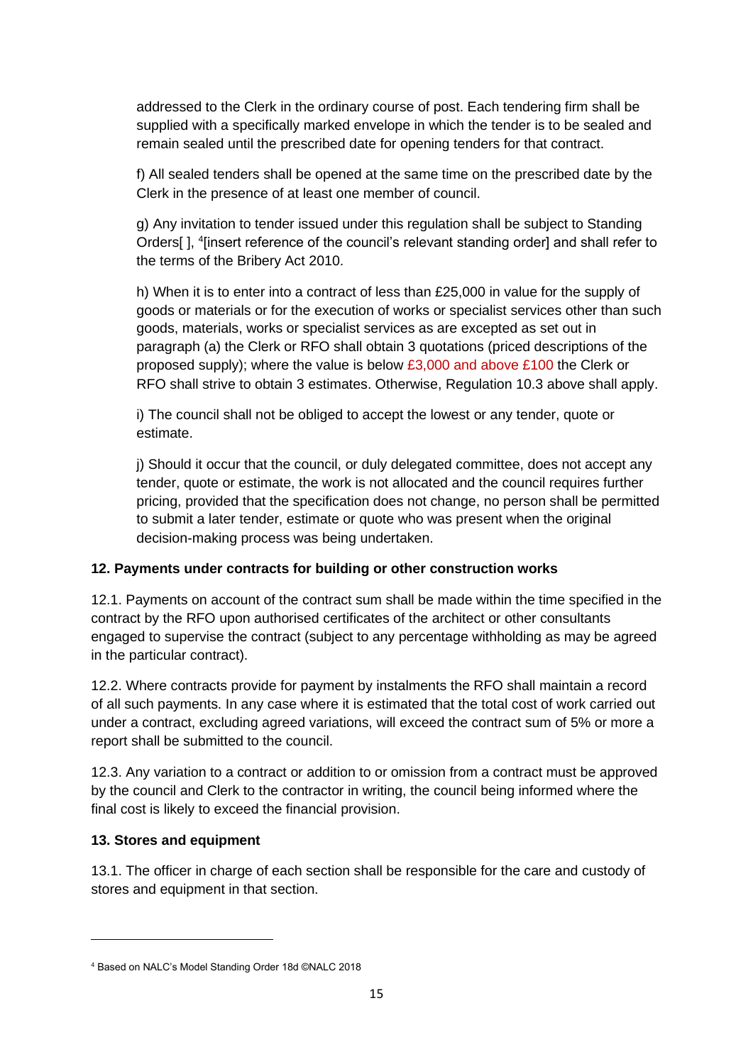addressed to the Clerk in the ordinary course of post. Each tendering firm shall be supplied with a specifically marked envelope in which the tender is to be sealed and remain sealed until the prescribed date for opening tenders for that contract.

f) All sealed tenders shall be opened at the same time on the prescribed date by the Clerk in the presence of at least one member of council.

g) Any invitation to tender issued under this regulation shall be subject to Standing Orders[ ], [4][insert reference of the council's relevant standing order] and shall refer to the terms of the Bribery Act 2010.

h) When it is to enter into a contract of less than £25,000 in value for the supply of goods or materials or for the execution of works or specialist services other than such goods, materials, works or specialist services as are excepted as set out in paragraph (a) the Clerk or RFO shall obtain 3 quotations (priced descriptions of the proposed supply); where the value is below £3,000 and above £100 the Clerk or RFO shall strive to obtain 3 estimates. Otherwise, Regulation 10.3 above shall apply.

i) The council shall not be obliged to accept the lowest or any tender, quote or estimate.

j) Should it occur that the council, or duly delegated committee, does not accept any tender, quote or estimate, the work is not allocated and the council requires further pricing, provided that the specification does not change, no person shall be permitted to submit a later tender, estimate or quote who was present when the original decision-making process was being undertaken.

## 12. Payments under contracts for building or other construction works

12.1. Payments on account of the contract sum shall be made within the time specified in the contract by the RFO upon authorised certificates of the architect or other consultants engaged to supervise the contract (subject to any percentage withholding as may be agreed in the particular contract).

12.2. Where contracts provide for payment by instalments the RFO shall maintain a record of all such payments. In any case where it is estimated that the total cost of work carried out under a contract, excluding agreed variations, will exceed the contract sum of 5% or more a report shall be submitted to the council.

12.3. Any variation to a contract or addition to or omission from a contract must be approved by the council and Clerk to the contractor in writing, the council being informed where the final cost is likely to exceed the financial provision.

## 13. Stores and equipment

13.1. The officer in charge of each section shall be responsible for the care and custody of stores and equipment in that section.

---

[4] Based on NALC's Model Standing Order 18d ©NALC 2018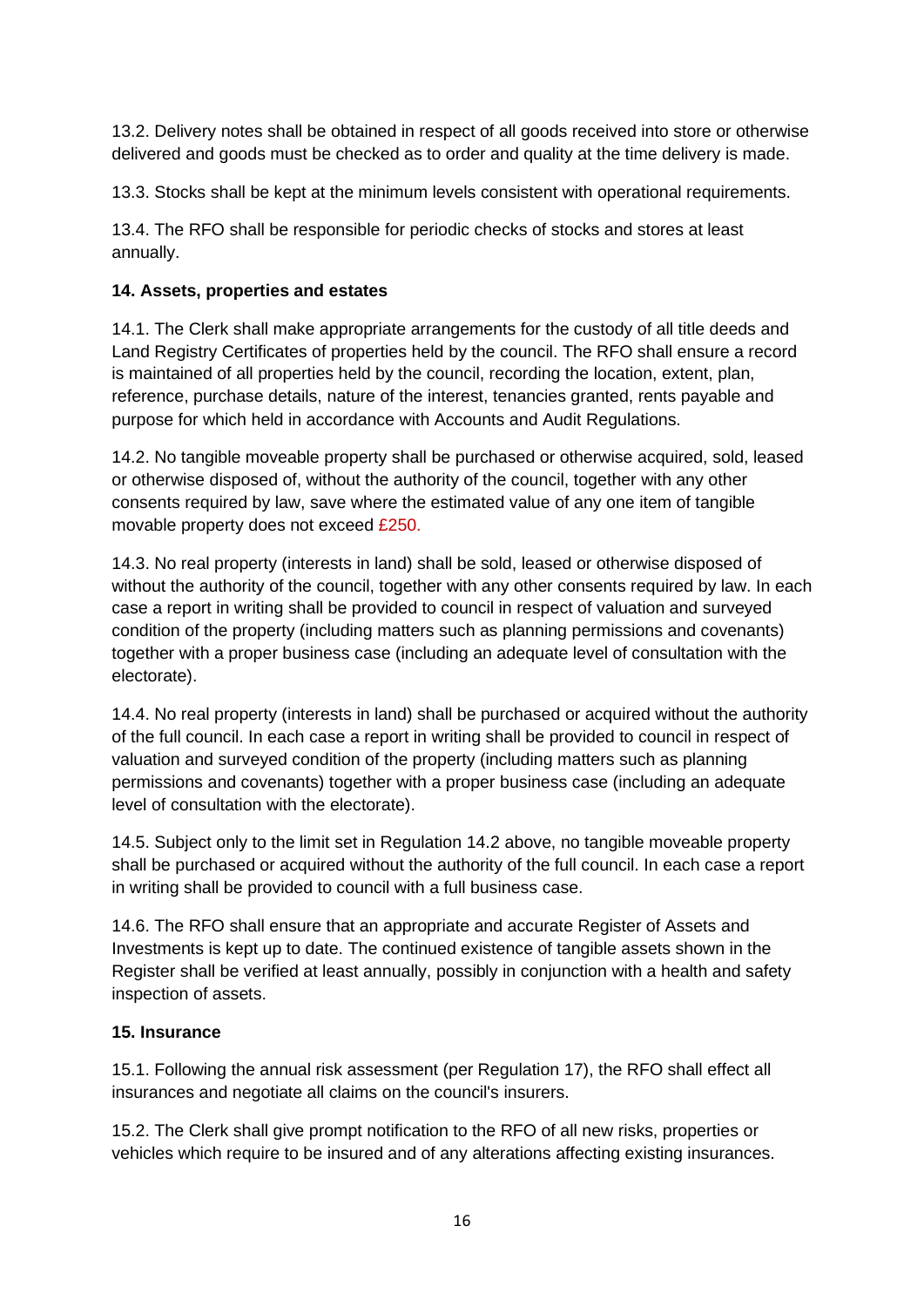13.2. Delivery notes shall be obtained in respect of all goods received into store or otherwise delivered and goods must be checked as to order and quality at the time delivery is made.

13.3. Stocks shall be kept at the minimum levels consistent with operational requirements.

13.4. The RFO shall be responsible for periodic checks of stocks and stores at least annually.

**14. Assets, properties and estates**

14.1. The Clerk shall make appropriate arrangements for the custody of all title deeds and Land Registry Certificates of properties held by the council. The RFO shall ensure a record is maintained of all properties held by the council, recording the location, extent, plan, reference, purchase details, nature of the interest, tenancies granted, rents payable and purpose for which held in accordance with Accounts and Audit Regulations.

14.2. No tangible moveable property shall be purchased or otherwise acquired, sold, leased or otherwise disposed of, without the authority of the council, together with any other consents required by law, save where the estimated value of any one item of tangible movable property does not exceed £250.

14.3. No real property (interests in land) shall be sold, leased or otherwise disposed of without the authority of the council, together with any other consents required by law. In each case a report in writing shall be provided to council in respect of valuation and surveyed condition of the property (including matters such as planning permissions and covenants) together with a proper business case (including an adequate level of consultation with the electorate).

14.4. No real property (interests in land) shall be purchased or acquired without the authority of the full council. In each case a report in writing shall be provided to council in respect of valuation and surveyed condition of the property (including matters such as planning permissions and covenants) together with a proper business case (including an adequate level of consultation with the electorate).

14.5. Subject only to the limit set in Regulation 14.2 above, no tangible moveable property shall be purchased or acquired without the authority of the full council. In each case a report in writing shall be provided to council with a full business case.

14.6. The RFO shall ensure that an appropriate and accurate Register of Assets and Investments is kept up to date. The continued existence of tangible assets shown in the Register shall be verified at least annually, possibly in conjunction with a health and safety inspection of assets.

**15. Insurance**

15.1. Following the annual risk assessment (per Regulation 17), the RFO shall effect all insurances and negotiate all claims on the council's insurers.

15.2. The Clerk shall give prompt notification to the RFO of all new risks, properties or vehicles which require to be insured and of any alterations affecting existing insurances.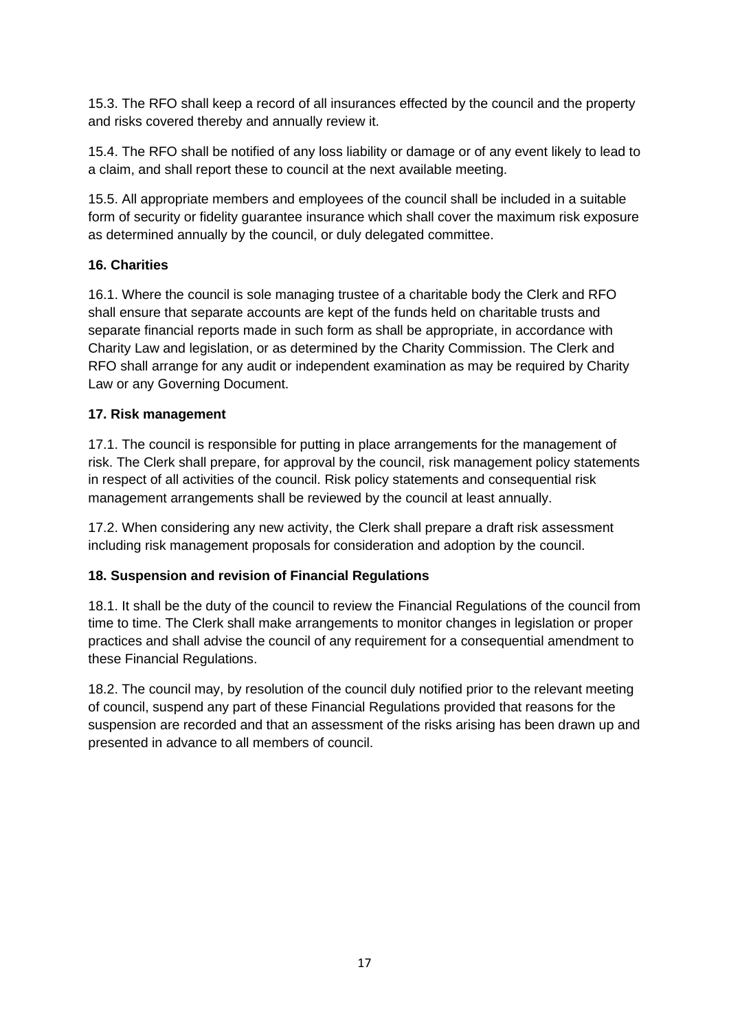15.3. The RFO shall keep a record of all insurances effected by the council and the property and risks covered thereby and annually review it.

15.4. The RFO shall be notified of any loss liability or damage or of any event likely to lead to a claim, and shall report these to council at the next available meeting.

15.5. All appropriate members and employees of the council shall be included in a suitable form of security or fidelity guarantee insurance which shall cover the maximum risk exposure as determined annually by the council, or duly delegated committee.

**16. Charities**

16.1. Where the council is sole managing trustee of a charitable body the Clerk and RFO shall ensure that separate accounts are kept of the funds held on charitable trusts and separate financial reports made in such form as shall be appropriate, in accordance with Charity Law and legislation, or as determined by the Charity Commission. The Clerk and RFO shall arrange for any audit or independent examination as may be required by Charity Law or any Governing Document.

**17. Risk management**

17.1. The council is responsible for putting in place arrangements for the management of risk. The Clerk shall prepare, for approval by the council, risk management policy statements in respect of all activities of the council. Risk policy statements and consequential risk management arrangements shall be reviewed by the council at least annually.

17.2. When considering any new activity, the Clerk shall prepare a draft risk assessment including risk management proposals for consideration and adoption by the council.

**18. Suspension and revision of Financial Regulations**

18.1. It shall be the duty of the council to review the Financial Regulations of the council from time to time. The Clerk shall make arrangements to monitor changes in legislation or proper practices and shall advise the council of any requirement for a consequential amendment to these Financial Regulations.

18.2. The council may, by resolution of the council duly notified prior to the relevant meeting of council, suspend any part of these Financial Regulations provided that reasons for the suspension are recorded and that an assessment of the risks arising has been drawn up and presented in advance to all members of council.